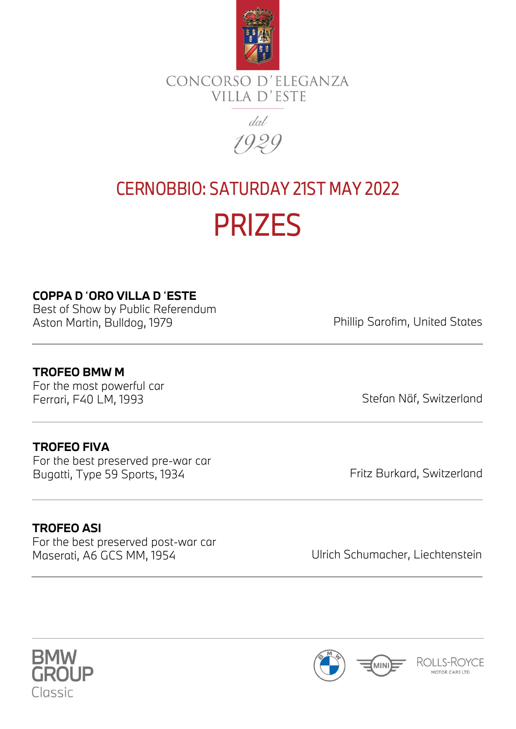CONCORSO D'ELEGANZA
VILLA D'ESTE

dal
1929

## CERNOBBIO: SATURDAY 21ST MAY 2022

# PRIZES

**COPPA D 'ORO VILLA D 'ESTE**
Best of Show by Public Referendum
Aston Martin, Bulldog, 1979 — Phillip Sarofim, United States

---

**TROFEO BMW M**
For the most powerful car
Ferrari, F40 LM, 1993 — Stefan Näf, Switzerland

---

**TROFEO FIVA**
For the best preserved pre-war car
Bugatti, Type 59 Sports, 1934 — Fritz Burkard, Switzerland

---

**TROFEO ASI**
For the best preserved post-war car
Maserati, A6 GCS MM, 1954 — Ulrich Schumacher, Liechtenstein

---

BMW GROUP Classic

ROLLS-ROYCE MOTOR CARS LTD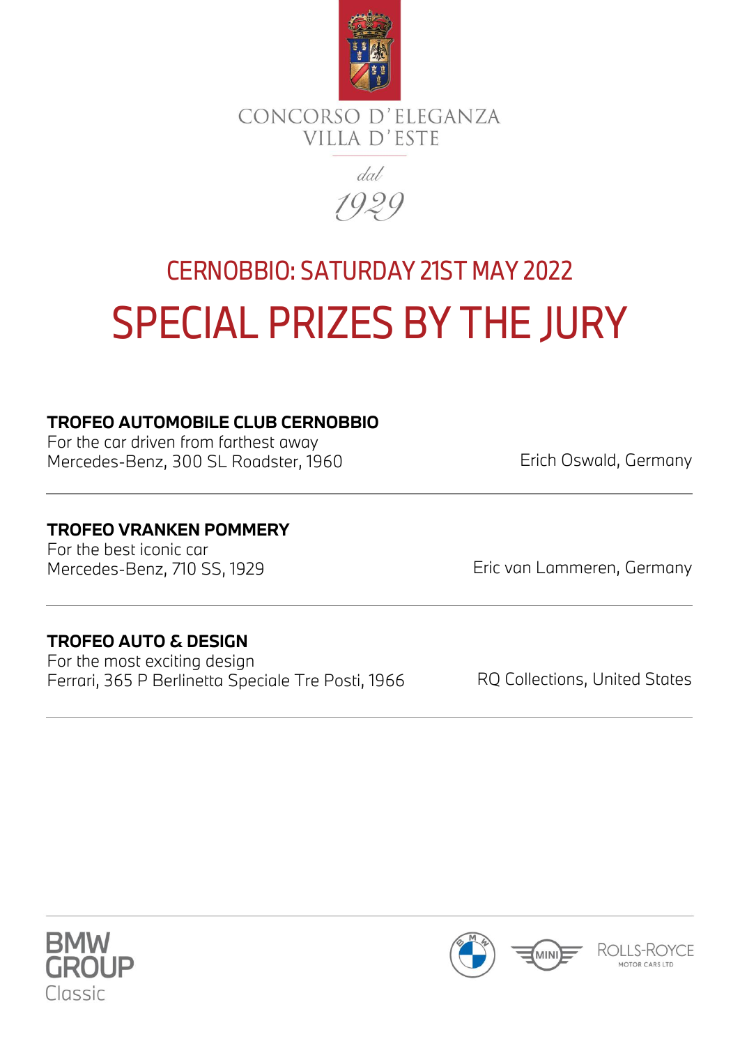CONCORSO D'ELEGANZA
VILLA D'ESTE

dal
1929

## CERNOBBIO: SATURDAY 21ST MAY 2022

# SPECIAL PRIZES BY THE JURY

**TROFEO AUTOMOBILE CLUB CERNOBBIO**
For the car driven from farthest away
Mercedes-Benz, 300 SL Roadster, 1960 — Erich Oswald, Germany

---

**TROFEO VRANKEN POMMERY**
For the best iconic car
Mercedes-Benz, 710 SS, 1929 — Eric van Lammeren, Germany

---

**TROFEO AUTO & DESIGN**
For the most exciting design
Ferrari, 365 P Berlinetta Speciale Tre Posti, 1966 — RQ Collections, United States

---

BMW GROUP Classic

ROLLS-ROYCE MOTOR CARS LTD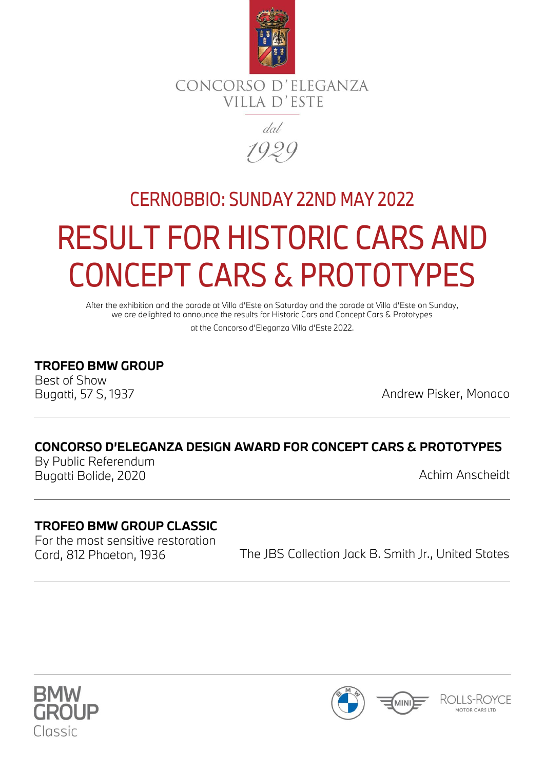CONCORSO D'ELEGANZA
VILLA D'ESTE

dal
1929

## CERNOBBIO: SUNDAY 22ND MAY 2022

# RESULT FOR HISTORIC CARS AND CONCEPT CARS & PROTOTYPES

After the exhibition and the parade at Villa d'Este on Saturday and the parade at Villa d'Este on Sunday, we are delighted to announce the results for Historic Cars and Concept Cars & Prototypes at the Concorso d'Eleganza Villa d'Este 2022.

**TROFEO BMW GROUP**
Best of Show
Bugatti, 57 S, 1937 — Andrew Pisker, Monaco

---

**CONCORSO D'ELEGANZA DESIGN AWARD FOR CONCEPT CARS & PROTOTYPES**
By Public Referendum
Bugatti Bolide, 2020 — Achim Anscheidt

---

**TROFEO BMW GROUP CLASSIC**
For the most sensitive restoration
Cord, 812 Phaeton, 1936 — The JBS Collection Jack B. Smith Jr., United States

---

BMW GROUP Classic

ROLLS-ROYCE MOTOR CARS LTD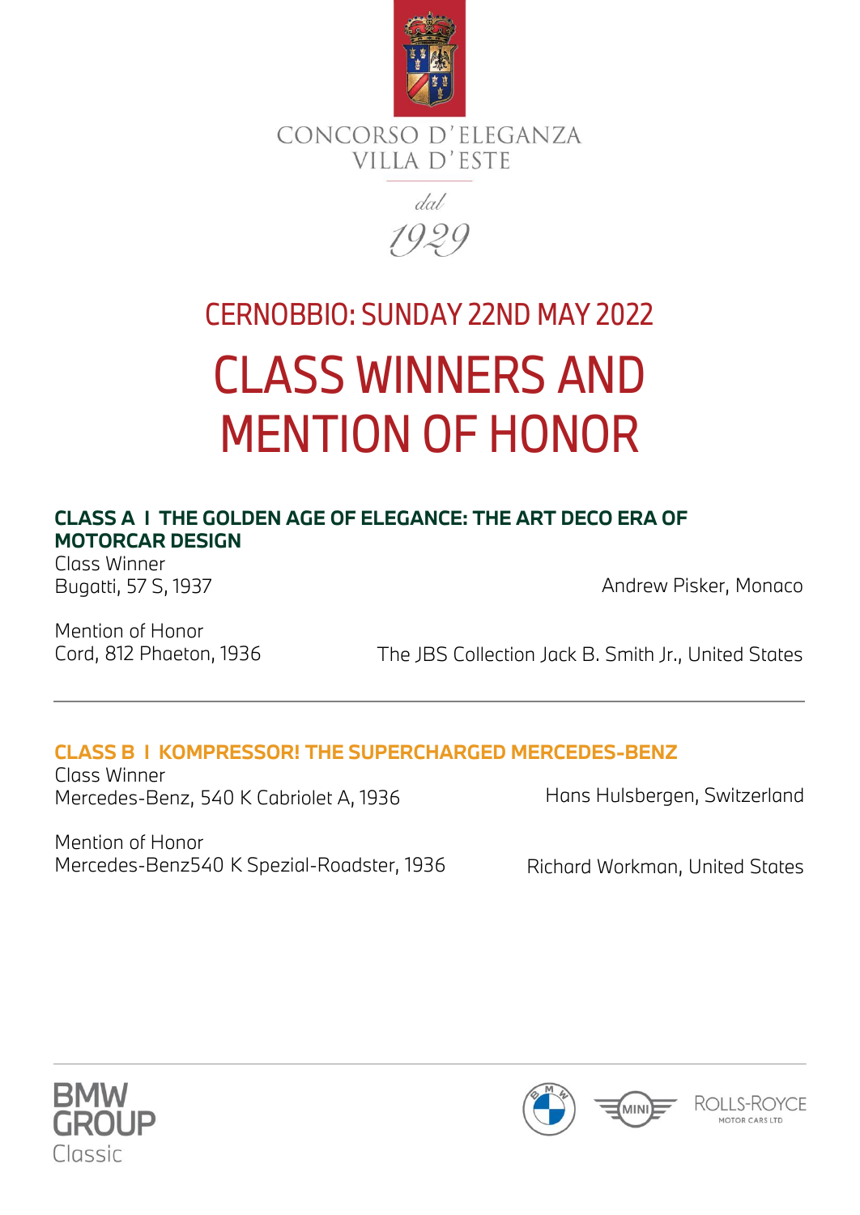CONCORSO D'ELEGANZA
VILLA D'ESTE

dal
1929

## CERNOBBIO: SUNDAY 22ND MAY 2022

# CLASS WINNERS AND MENTION OF HONOR

### CLASS A I THE GOLDEN AGE OF ELEGANCE: THE ART DECO ERA OF MOTORCAR DESIGN

Class Winner
Bugatti, 57 S, 1937 — Andrew Pisker, Monaco

Mention of Honor
Cord, 812 Phaeton, 1936 — The JBS Collection Jack B. Smith Jr., United States

---

### CLASS B I KOMPRESSOR! THE SUPERCHARGED MERCEDES-BENZ

Class Winner
Mercedes-Benz, 540 K Cabriolet A, 1936 — Hans Hulsbergen, Switzerland

Mention of Honor
Mercedes-Benz540 K Spezial-Roadster, 1936 — Richard Workman, United States

BMW GROUP Classic

ROLLS-ROYCE MOTOR CARS LTD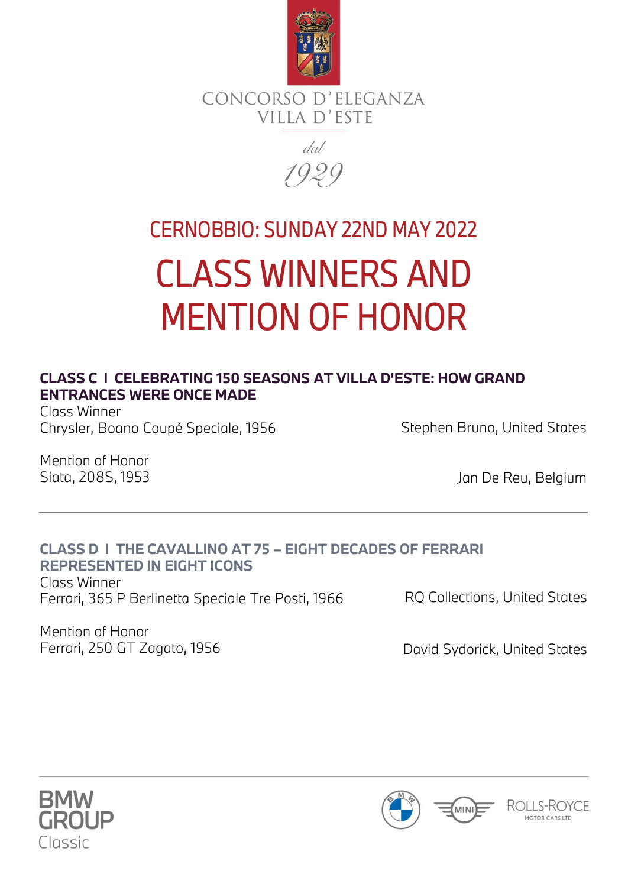CONCORSO D'ELEGANZA
VILLA D'ESTE

*dal 1929*

## CERNOBBIO: SUNDAY 22ND MAY 2022

# CLASS WINNERS AND MENTION OF HONOR

### CLASS C I CELEBRATING 150 SEASONS AT VILLA D'ESTE: HOW GRAND ENTRANCES WERE ONCE MADE

Class Winner
Chrysler, Boano Coupé Speciale, 1956 — Stephen Bruno, United States

Mention of Honor
Siata, 208S, 1953 — Jan De Reu, Belgium

---

### CLASS D I THE CAVALLINO AT 75 – EIGHT DECADES OF FERRARI REPRESENTED IN EIGHT ICONS

Class Winner
Ferrari, 365 P Berlinetta Speciale Tre Posti, 1966 — RQ Collections, United States

Mention of Honor
Ferrari, 250 GT Zagato, 1956 — David Sydorick, United States

---

BMW GROUP Classic

ROLLS-ROYCE MOTOR CARS LTD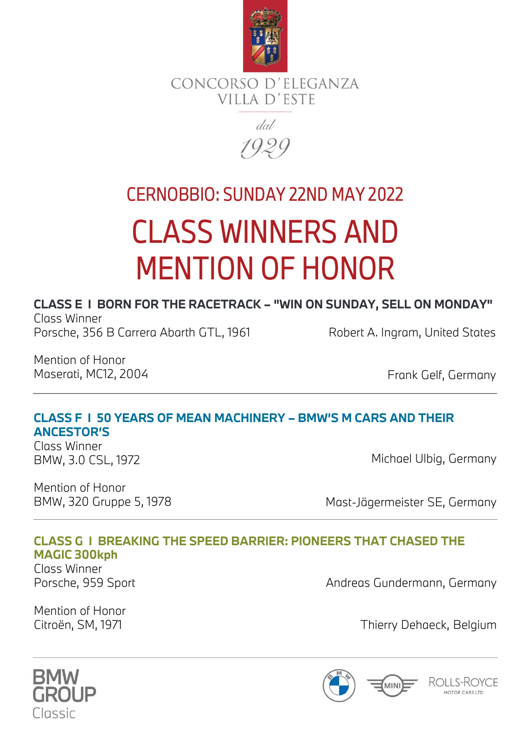CONCORSO D'ELEGANZA
VILLA D'ESTE

dal
1929

## CERNOBBIO: SUNDAY 22ND MAY 2022

# CLASS WINNERS AND MENTION OF HONOR

### CLASS E I BORN FOR THE RACETRACK – "WIN ON SUNDAY, SELL ON MONDAY"

Class Winner
Porsche, 356 B Carrera Abarth GTL, 1961 — Robert A. Ingram, United States

Mention of Honor
Maserati, MC12, 2004 — Frank Gelf, Germany

---

### CLASS F I 50 YEARS OF MEAN MACHINERY – BMW'S M CARS AND THEIR ANCESTOR'S

Class Winner
BMW, 3.0 CSL, 1972 — Michael Ulbig, Germany

Mention of Honor
BMW, 320 Gruppe 5, 1978 — Mast-Jägermeister SE, Germany

---

### CLASS G I BREAKING THE SPEED BARRIER: PIONEERS THAT CHASED THE MAGIC 300kph

Class Winner
Porsche, 959 Sport — Andreas Gundermann, Germany

Mention of Honor
Citroën, SM, 1971 — Thierry Dehaeck, Belgium

---

BMW GROUP Classic

MINI

ROLLS-ROYCE MOTOR CARS LTD